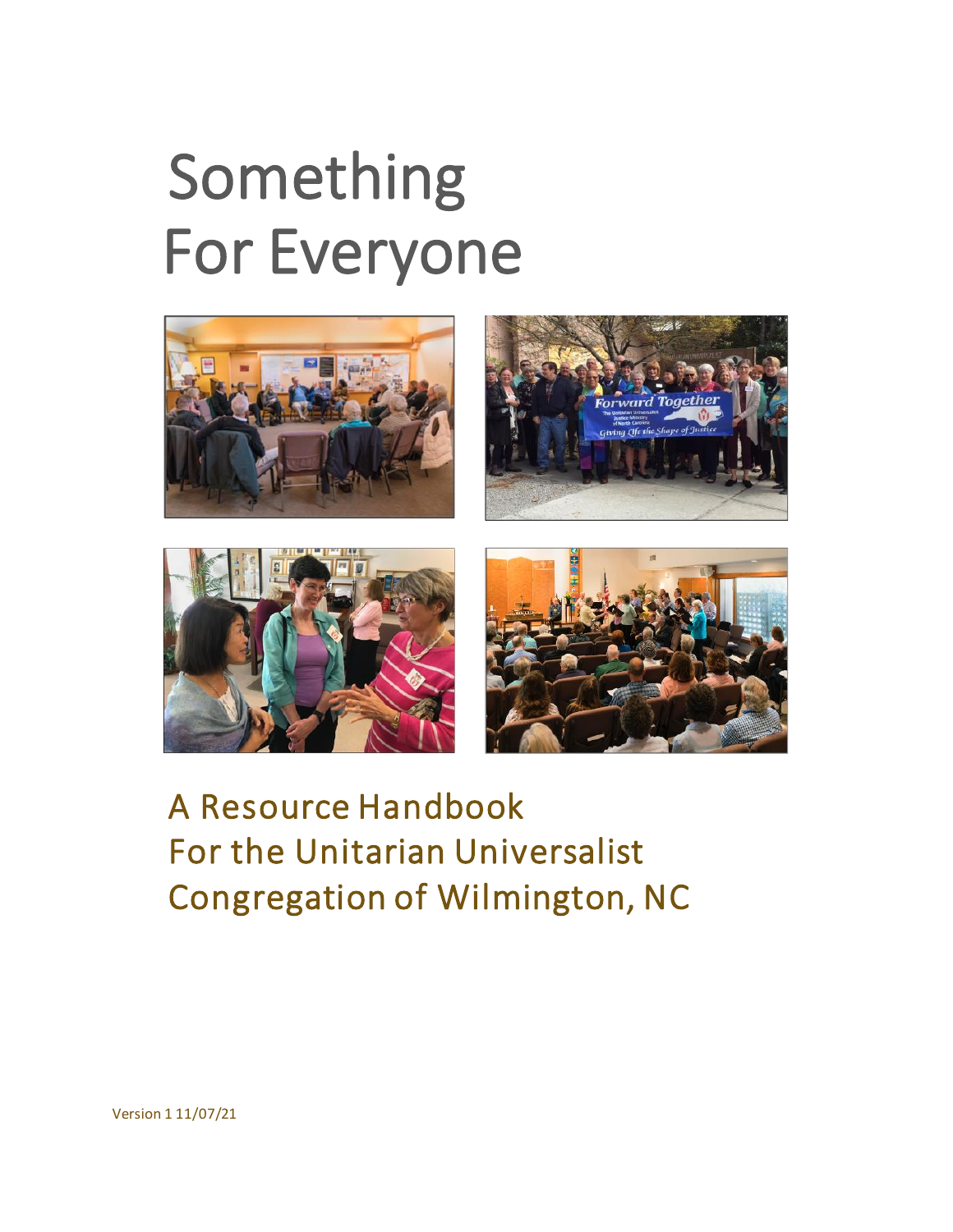# Something For Everyone

## A Resource Handbook For the Unitarian Universalist Congregation of Wilmington, NC

Version 1 11/07/21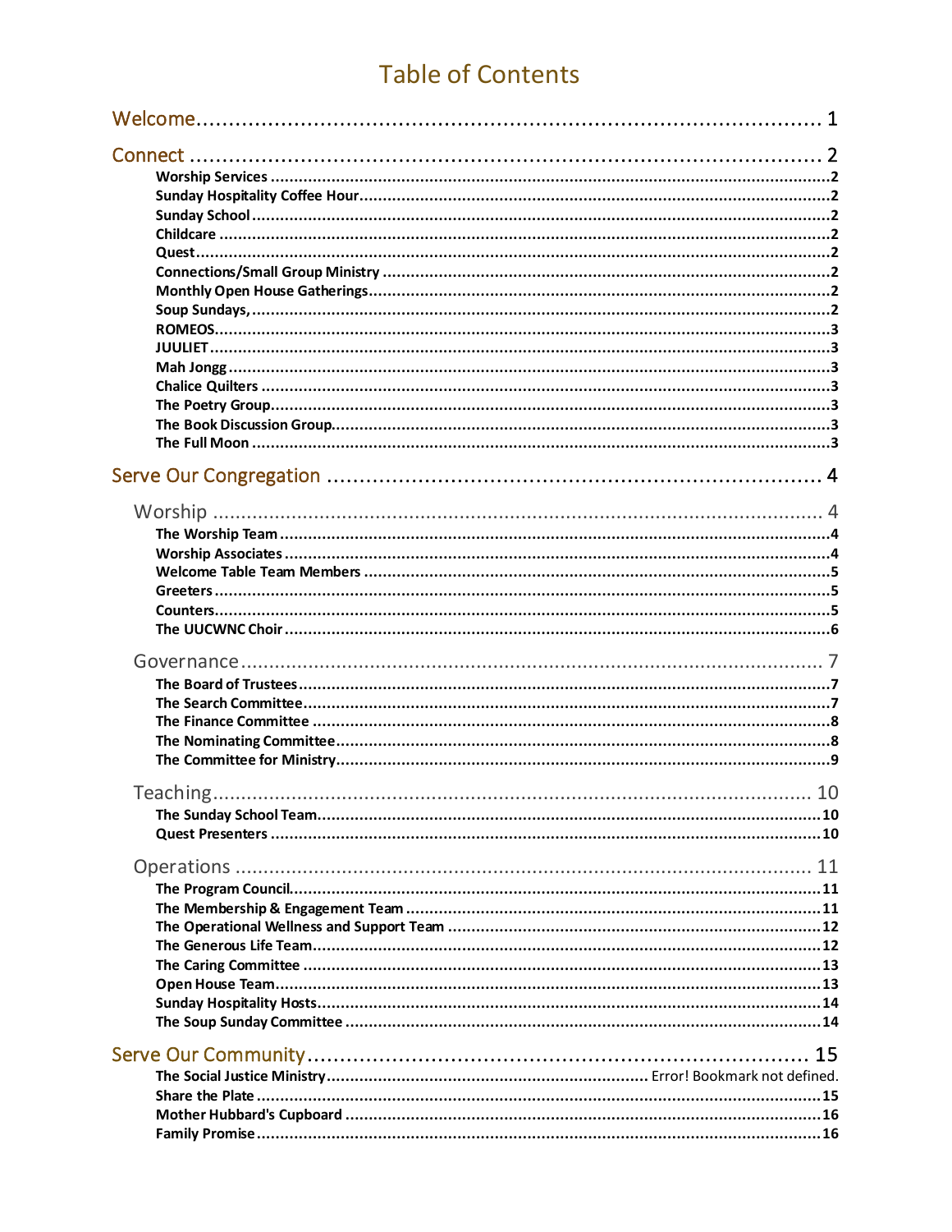# Table of Contents

Welcome ........................................................................................ 1

Connect ........................................................................................ 2

- Worship Services ........................................................................................2
- Sunday Hospitality Coffee Hour ........................................................................................2
- Sunday School ........................................................................................2
- Childcare ........................................................................................2
- Quest ........................................................................................2
- Connections/Small Group Ministry ........................................................................................2
- Monthly Open House Gatherings ........................................................................................2
- Soup Sundays, ........................................................................................2
- ROMEOS ........................................................................................3
- JUULIET ........................................................................................3
- Mah Jongg ........................................................................................3
- Chalice Quilters ........................................................................................3
- The Poetry Group ........................................................................................3
- The Book Discussion Group ........................................................................................3
- The Full Moon ........................................................................................3

Serve Our Congregation ........................................................................................ 4

Worship ........................................................................................ 4

- The Worship Team ........................................................................................4
- Worship Associates ........................................................................................4
- Welcome Table Team Members ........................................................................................5
- Greeters ........................................................................................5
- Counters ........................................................................................5
- The UUCWNC Choir ........................................................................................6

Governance ........................................................................................ 7

- The Board of Trustees ........................................................................................7
- The Search Committee ........................................................................................7
- The Finance Committee ........................................................................................8
- The Nominating Committee ........................................................................................8
- The Committee for Ministry ........................................................................................9

Teaching ........................................................................................ 10

- The Sunday School Team ........................................................................................10
- Quest Presenters ........................................................................................10

Operations ........................................................................................ 11

- The Program Council ........................................................................................11
- The Membership & Engagement Team ........................................................................................11
- The Operational Wellness and Support Team ........................................................................................12
- The Generous Life Team ........................................................................................12
- The Caring Committee ........................................................................................13
- Open House Team ........................................................................................13
- Sunday Hospitality Hosts ........................................................................................14
- The Soup Sunday Committee ........................................................................................14

Serve Our Community ........................................................................................ 15

- The Social Justice Ministry ........................................................................................ Error! Bookmark not defined.
- Share the Plate ........................................................................................15
- Mother Hubbard's Cupboard ........................................................................................16
- Family Promise ........................................................................................16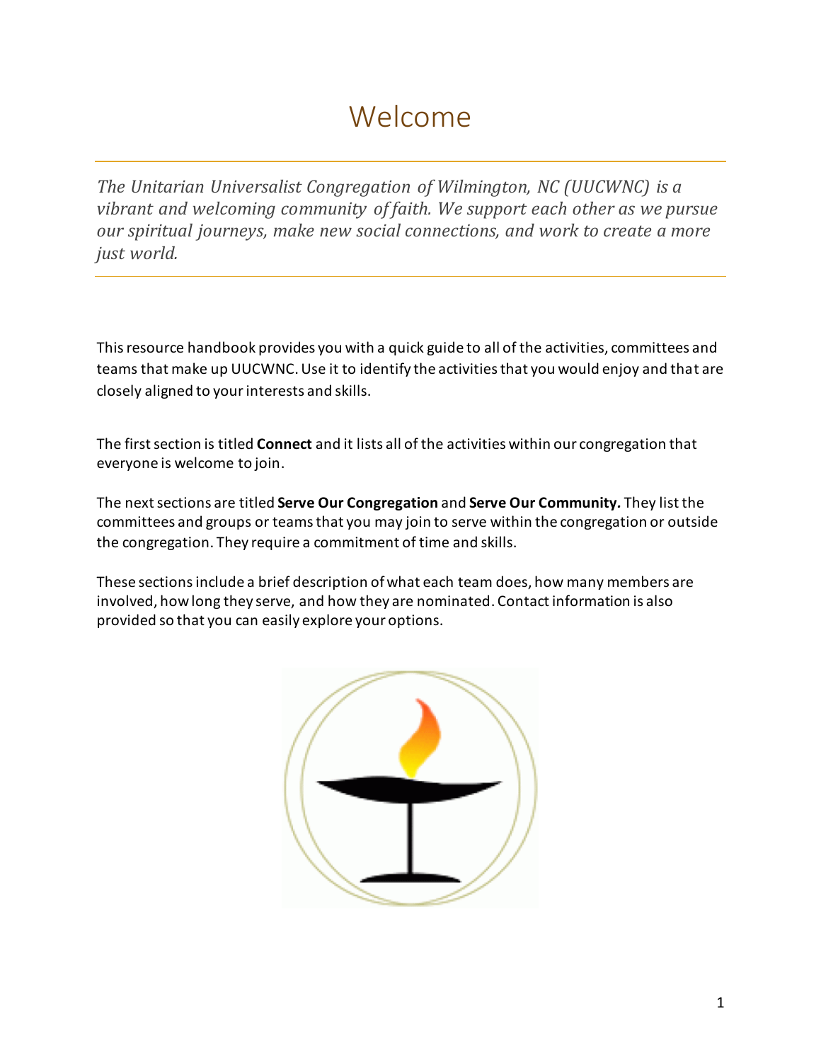# Welcome

---

*The Unitarian Universalist Congregation of Wilmington, NC (UUCWNC) is a vibrant and welcoming community of faith. We support each other as we pursue our spiritual journeys, make new social connections, and work to create a more just world.*

---

This resource handbook provides you with a quick guide to all of the activities, committees and teams that make up UUCWNC. Use it to identify the activities that you would enjoy and that are closely aligned to your interests and skills.

The first section is titled **Connect** and it lists all of the activities within our congregation that everyone is welcome to join.

The next sections are titled **Serve Our Congregation** and **Serve Our Community.** They list the committees and groups or teams that you may join to serve within the congregation or outside the congregation. They require a commitment of time and skills.

These sections include a brief description of what each team does, how many members are involved, how long they serve, and how they are nominated. Contact information is also provided so that you can easily explore your options.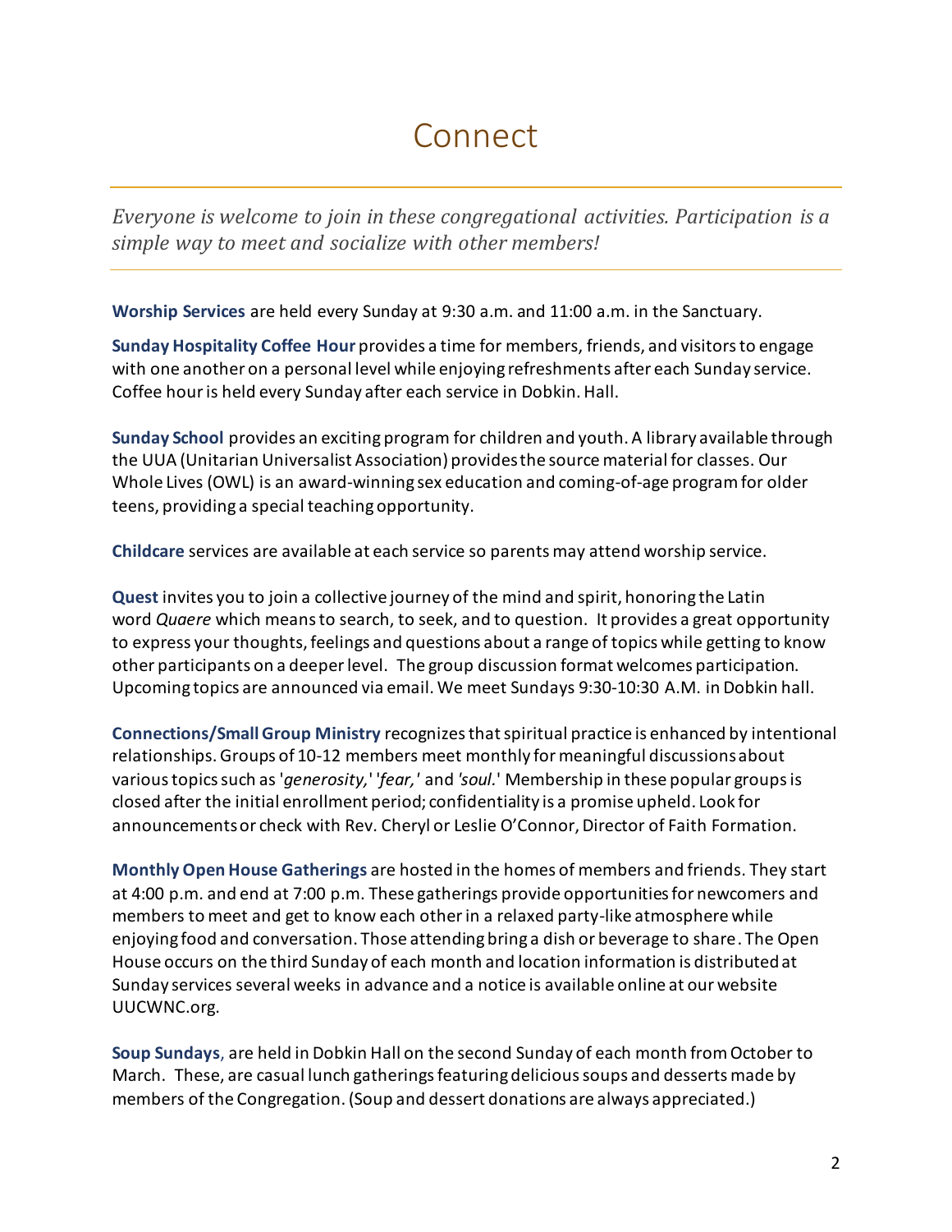# Connect

*Everyone is welcome to join in these congregational activities. Participation is a simple way to meet and socialize with other members!*

**Worship Services** are held every Sunday at 9:30 a.m. and 11:00 a.m. in the Sanctuary.

**Sunday Hospitality Coffee Hour** provides a time for members, friends, and visitors to engage with one another on a personal level while enjoying refreshments after each Sunday service. Coffee hour is held every Sunday after each service in Dobkin. Hall.

**Sunday School** provides an exciting program for children and youth. A library available through the UUA (Unitarian Universalist Association) provides the source material for classes. Our Whole Lives (OWL) is an award-winning sex education and coming-of-age program for older teens, providing a special teaching opportunity.

**Childcare** services are available at each service so parents may attend worship service.

**Quest** invites you to join a collective journey of the mind and spirit, honoring the Latin word *Quaere* which means to search, to seek, and to question. It provides a great opportunity to express your thoughts, feelings and questions about a range of topics while getting to know other participants on a deeper level. The group discussion format welcomes participation. Upcoming topics are announced via email. We meet Sundays 9:30-10:30 A.M. in Dobkin hall.

**Connections/Small Group Ministry** recognizes that spiritual practice is enhanced by intentional relationships. Groups of 10-12 members meet monthly for meaningful discussions about various topics such as '*generosity,*' '*fear,*' and *'soul.*' Membership in these popular groups is closed after the initial enrollment period; confidentiality is a promise upheld. Look for announcements or check with Rev. Cheryl or Leslie O'Connor, Director of Faith Formation.

**Monthly Open House Gatherings** are hosted in the homes of members and friends. They start at 4:00 p.m. and end at 7:00 p.m. These gatherings provide opportunities for newcomers and members to meet and get to know each other in a relaxed party-like atmosphere while enjoying food and conversation. Those attending bring a dish or beverage to share. The Open House occurs on the third Sunday of each month and location information is distributed at Sunday services several weeks in advance and a notice is available online at our website UUCWNC.org.

**Soup Sundays**, are held in Dobkin Hall on the second Sunday of each month from October to March. These, are casual lunch gatherings featuring delicious soups and desserts made by members of the Congregation. (Soup and dessert donations are always appreciated.)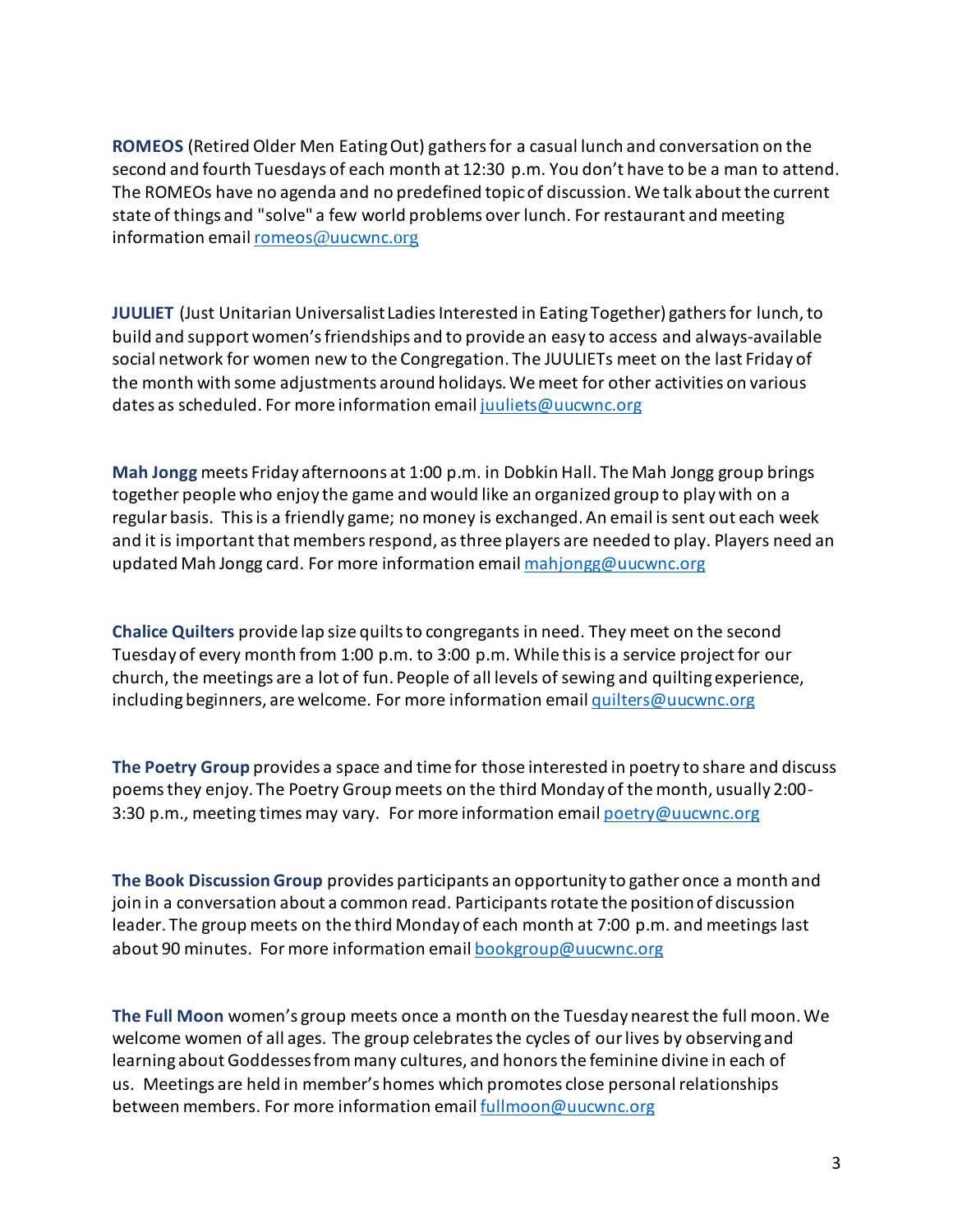**ROMEOS** (Retired Older Men Eating Out) gathers for a casual lunch and conversation on the second and fourth Tuesdays of each month at 12:30 p.m. You don't have to be a man to attend. The ROMEOs have no agenda and no predefined topic of discussion. We talk about the current state of things and "solve" a few world problems over lunch. For restaurant and meeting information email romeos@uucwnc.org

**JUULIET** (Just Unitarian Universalist Ladies Interested in Eating Together) gathers for lunch, to build and support women's friendships and to provide an easy to access and always-available social network for women new to the Congregation. The JUULIETs meet on the last Friday of the month with some adjustments around holidays. We meet for other activities on various dates as scheduled. For more information email juuliets@uucwnc.org

**Mah Jongg** meets Friday afternoons at 1:00 p.m. in Dobkin Hall. The Mah Jongg group brings together people who enjoy the game and would like an organized group to play with on a regular basis. This is a friendly game; no money is exchanged. An email is sent out each week and it is important that members respond, as three players are needed to play. Players need an updated Mah Jongg card. For more information email mahjongg@uucwnc.org

**Chalice Quilters** provide lap size quilts to congregants in need. They meet on the second Tuesday of every month from 1:00 p.m. to 3:00 p.m. While this is a service project for our church, the meetings are a lot of fun. People of all levels of sewing and quilting experience, including beginners, are welcome. For more information email quilters@uucwnc.org

**The Poetry Group** provides a space and time for those interested in poetry to share and discuss poems they enjoy. The Poetry Group meets on the third Monday of the month, usually 2:00-3:30 p.m., meeting times may vary. For more information email poetry@uucwnc.org

**The Book Discussion Group** provides participants an opportunity to gather once a month and join in a conversation about a common read. Participants rotate the position of discussion leader. The group meets on the third Monday of each month at 7:00 p.m. and meetings last about 90 minutes. For more information email bookgroup@uucwnc.org

**The Full Moon** women's group meets once a month on the Tuesday nearest the full moon. We welcome women of all ages. The group celebrates the cycles of our lives by observing and learning about Goddesses from many cultures, and honors the feminine divine in each of us. Meetings are held in member's homes which promotes close personal relationships between members. For more information email fullmoon@uucwnc.org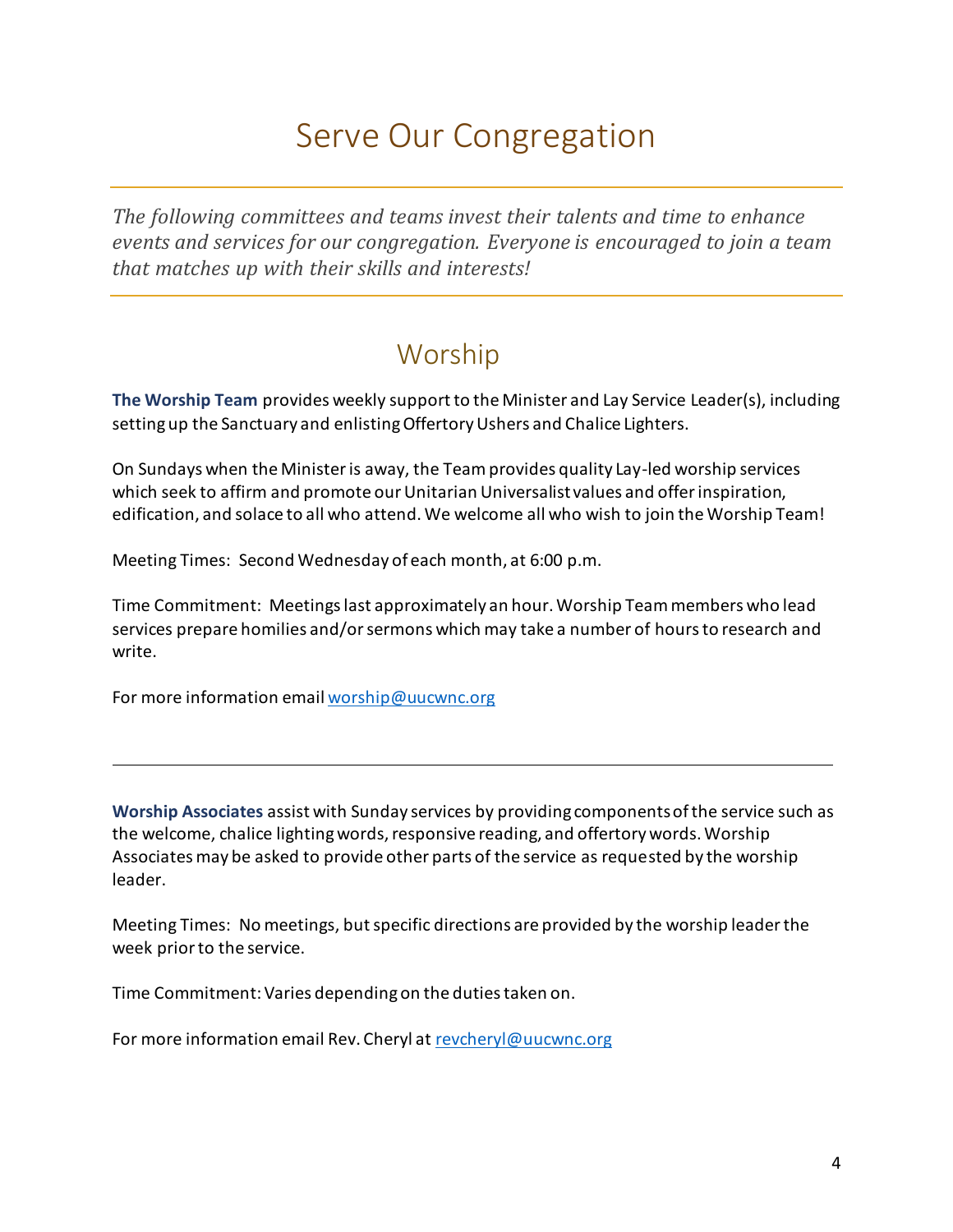# Serve Our Congregation

---

*The following committees and teams invest their talents and time to enhance events and services for our congregation. Everyone is encouraged to join a team that matches up with their skills and interests!*

---

## Worship

**The Worship Team** provides weekly support to the Minister and Lay Service Leader(s), including setting up the Sanctuary and enlisting Offertory Ushers and Chalice Lighters.

On Sundays when the Minister is away, the Team provides quality Lay-led worship services which seek to affirm and promote our Unitarian Universalist values and offer inspiration, edification, and solace to all who attend. We welcome all who wish to join the Worship Team!

Meeting Times: Second Wednesday of each month, at 6:00 p.m.

Time Commitment: Meetings last approximately an hour. Worship Team members who lead services prepare homilies and/or sermons which may take a number of hours to research and write.

For more information email worship@uucwnc.org

---

**Worship Associates** assist with Sunday services by providing components of the service such as the welcome, chalice lighting words, responsive reading, and offertory words. Worship Associates may be asked to provide other parts of the service as requested by the worship leader.

Meeting Times: No meetings, but specific directions are provided by the worship leader the week prior to the service.

Time Commitment: Varies depending on the duties taken on.

For more information email Rev. Cheryl at revcheryl@uucwnc.org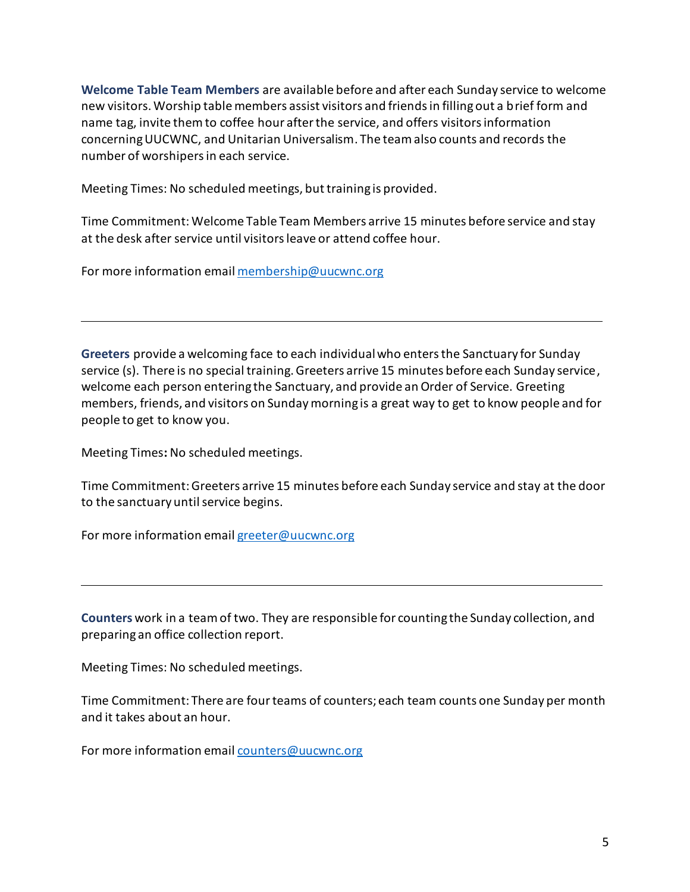**Welcome Table Team Members** are available before and after each Sunday service to welcome new visitors. Worship table members assist visitors and friends in filling out a brief form and name tag, invite them to coffee hour after the service, and offers visitors information concerning UUCWNC, and Unitarian Universalism. The team also counts and records the number of worshipers in each service.

Meeting Times: No scheduled meetings, but training is provided.

Time Commitment: Welcome Table Team Members arrive 15 minutes before service and stay at the desk after service until visitors leave or attend coffee hour.

For more information email membership@uucwnc.org

---

**Greeters** provide a welcoming face to each individual who enters the Sanctuary for Sunday service (s). There is no special training. Greeters arrive 15 minutes before each Sunday service, welcome each person entering the Sanctuary, and provide an Order of Service. Greeting members, friends, and visitors on Sunday morning is a great way to get to know people and for people to get to know you.

Meeting Times**:** No scheduled meetings.

Time Commitment: Greeters arrive 15 minutes before each Sunday service and stay at the door to the sanctuary until service begins.

For more information email greeter@uucwnc.org

---

**Counters** work in a team of two. They are responsible for counting the Sunday collection, and preparing an office collection report.

Meeting Times: No scheduled meetings.

Time Commitment: There are four teams of counters; each team counts one Sunday per month and it takes about an hour.

For more information email counters@uucwnc.org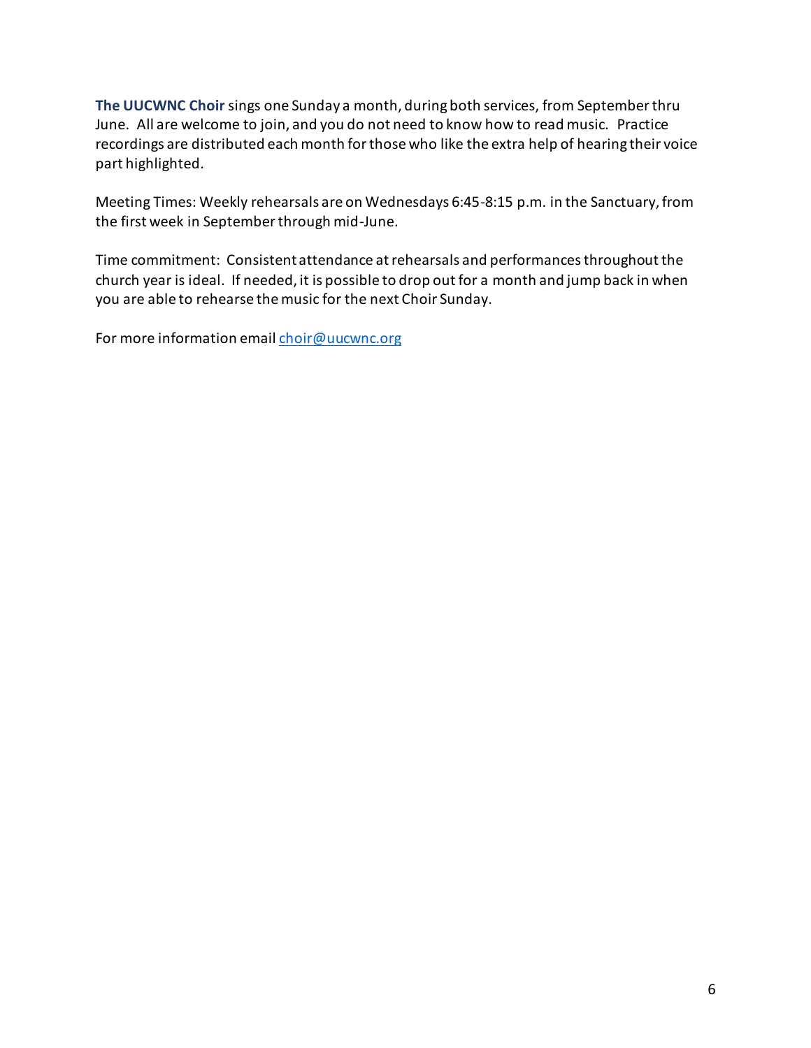**The UUCWNC Choir** sings one Sunday a month, during both services, from September thru June. All are welcome to join, and you do not need to know how to read music. Practice recordings are distributed each month for those who like the extra help of hearing their voice part highlighted.

Meeting Times: Weekly rehearsals are on Wednesdays 6:45-8:15 p.m. in the Sanctuary, from the first week in September through mid-June.

Time commitment: Consistent attendance at rehearsals and performances throughout the church year is ideal. If needed, it is possible to drop out for a month and jump back in when you are able to rehearse the music for the next Choir Sunday.

For more information email [choir@uucwnc.org](mailto:choir@uucwnc.org)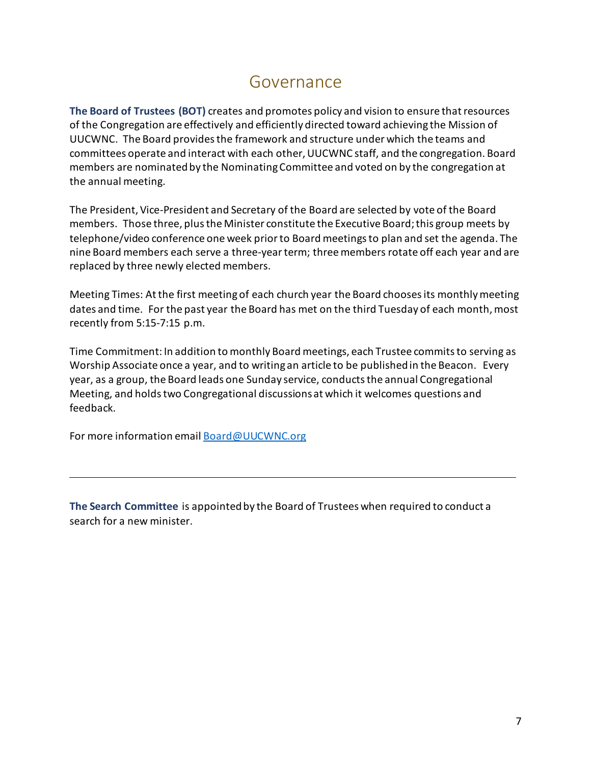# Governance

**The Board of Trustees (BOT)** creates and promotes policy and vision to ensure that resources of the Congregation are effectively and efficiently directed toward achieving the Mission of UUCWNC. The Board provides the framework and structure under which the teams and committees operate and interact with each other, UUCWNC staff, and the congregation. Board members are nominated by the Nominating Committee and voted on by the congregation at the annual meeting.

The President, Vice-President and Secretary of the Board are selected by vote of the Board members. Those three, plus the Minister constitute the Executive Board; this group meets by telephone/video conference one week prior to Board meetings to plan and set the agenda. The nine Board members each serve a three-year term; three members rotate off each year and are replaced by three newly elected members.

Meeting Times: At the first meeting of each church year the Board chooses its monthly meeting dates and time. For the past year the Board has met on the third Tuesday of each month, most recently from 5:15-7:15 p.m.

Time Commitment: In addition to monthly Board meetings, each Trustee commits to serving as Worship Associate once a year, and to writing an article to be published in the Beacon. Every year, as a group, the Board leads one Sunday service, conducts the annual Congregational Meeting, and holds two Congregational discussions at which it welcomes questions and feedback.

For more information email Board@UUCWNC.org

---

**The Search Committee** is appointed by the Board of Trustees when required to conduct a search for a new minister.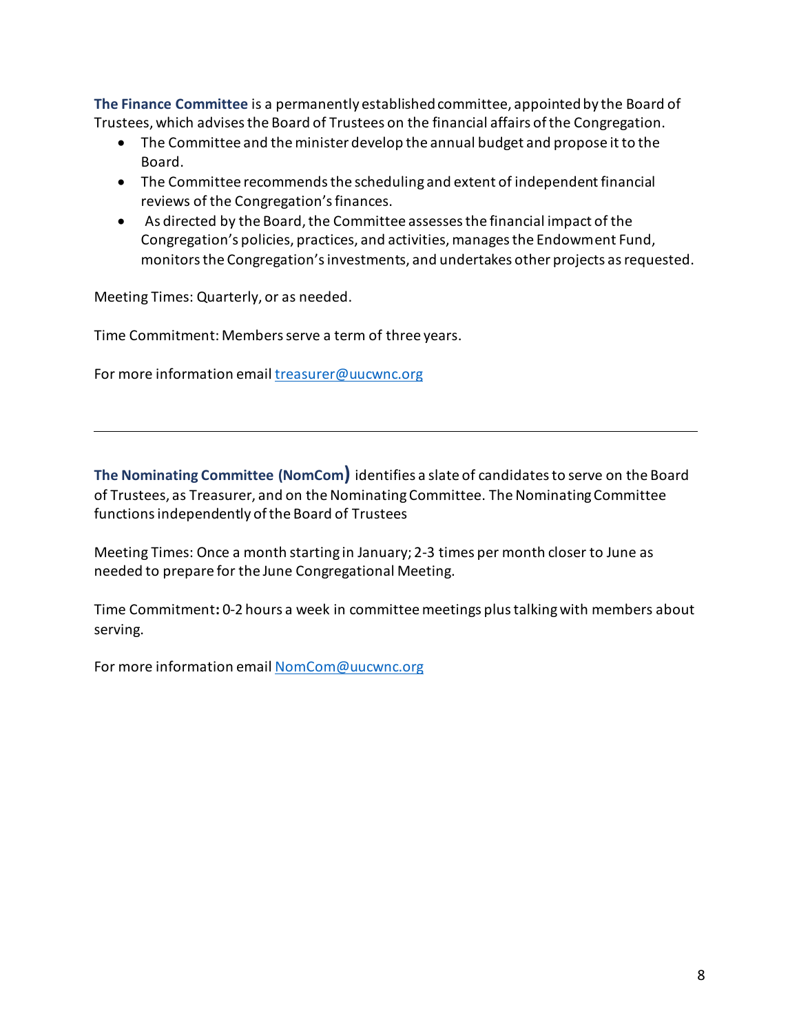**The Finance Committee** is a permanently established committee, appointed by the Board of Trustees, which advises the Board of Trustees on the financial affairs of the Congregation.

- The Committee and the minister develop the annual budget and propose it to the Board.
- The Committee recommends the scheduling and extent of independent financial reviews of the Congregation's finances.
- As directed by the Board, the Committee assesses the financial impact of the Congregation's policies, practices, and activities, manages the Endowment Fund, monitors the Congregation's investments, and undertakes other projects as requested.

Meeting Times: Quarterly, or as needed.

Time Commitment: Members serve a term of three years.

For more information email treasurer@uucwnc.org

---

**The Nominating Committee (NomCom)** identifies a slate of candidates to serve on the Board of Trustees, as Treasurer, and on the Nominating Committee. The Nominating Committee functions independently of the Board of Trustees

Meeting Times: Once a month starting in January; 2-3 times per month closer to June as needed to prepare for the June Congregational Meeting.

Time Commitment**:** 0-2 hours a week in committee meetings plus talking with members about serving.

For more information email NomCom@uucwnc.org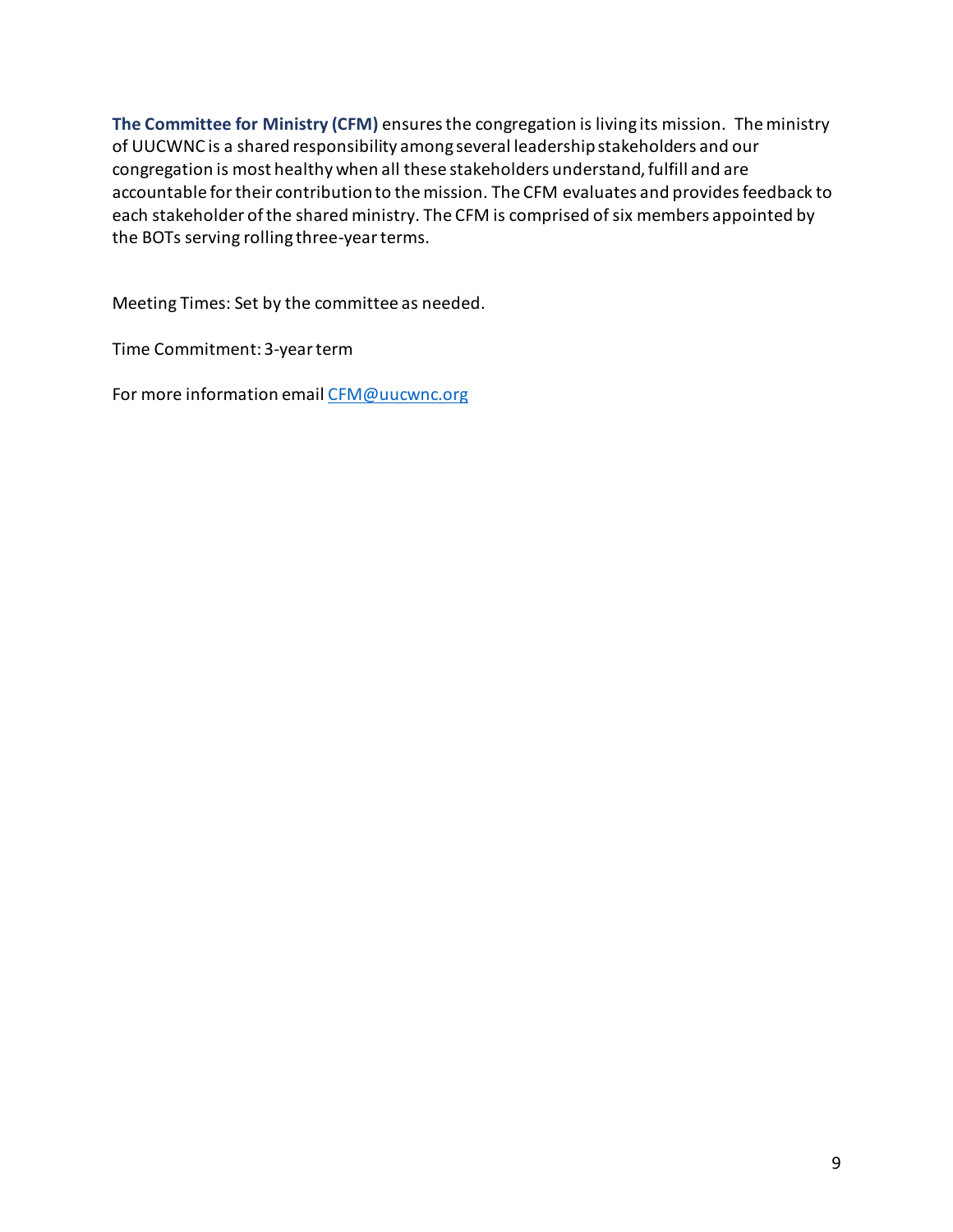**The Committee for Ministry (CFM)** ensures the congregation is living its mission. The ministry of UUCWNC is a shared responsibility among several leadership stakeholders and our congregation is most healthy when all these stakeholders understand, fulfill and are accountable for their contribution to the mission. The CFM evaluates and provides feedback to each stakeholder of the shared ministry. The CFM is comprised of six members appointed by the BOTs serving rolling three-year terms.

Meeting Times: Set by the committee as needed.

Time Commitment: 3-year term

For more information email CFM@uucwnc.org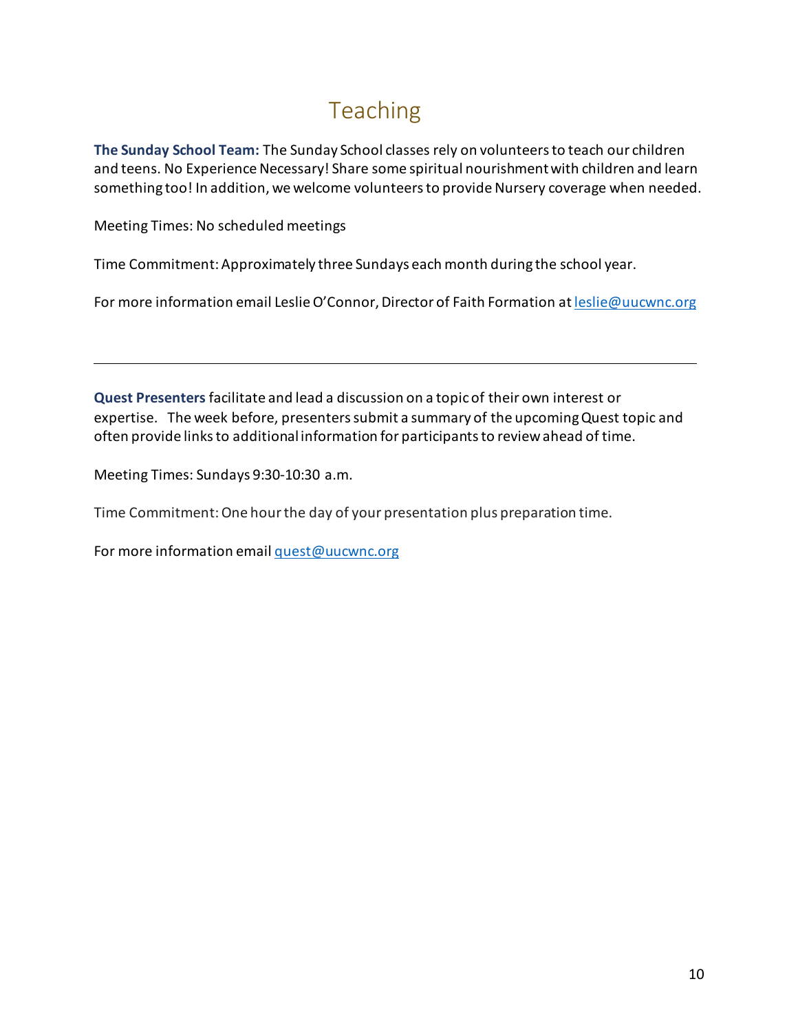# Teaching

**The Sunday School Team:** The Sunday School classes rely on volunteers to teach our children and teens. No Experience Necessary! Share some spiritual nourishment with children and learn something too! In addition, we welcome volunteers to provide Nursery coverage when needed.

Meeting Times: No scheduled meetings

Time Commitment: Approximately three Sundays each month during the school year.

For more information email Leslie O'Connor, Director of Faith Formation at leslie@uucwnc.org

---

**Quest Presenters** facilitate and lead a discussion on a topic of their own interest or expertise. The week before, presenters submit a summary of the upcoming Quest topic and often provide links to additional information for participants to review ahead of time.

Meeting Times: Sundays 9:30-10:30 a.m.

Time Commitment: One hour the day of your presentation plus preparation time.

For more information email quest@uucwnc.org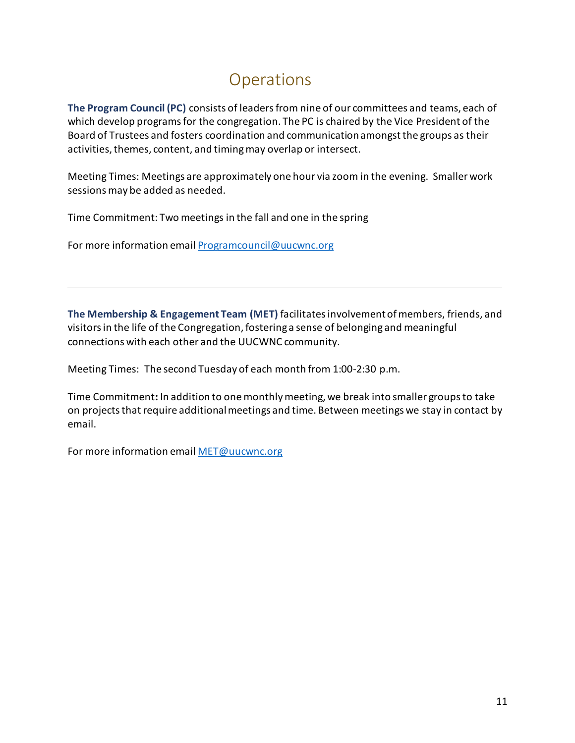# Operations

**The Program Council (PC)** consists of leaders from nine of our committees and teams, each of which develop programs for the congregation. The PC is chaired by the Vice President of the Board of Trustees and fosters coordination and communication amongst the groups as their activities, themes, content, and timing may overlap or intersect.

Meeting Times: Meetings are approximately one hour via zoom in the evening. Smaller work sessions may be added as needed.

Time Commitment: Two meetings in the fall and one in the spring

For more information email Programcouncil@uucwnc.org

---

**The Membership & Engagement Team (MET)** facilitates involvement of members, friends, and visitors in the life of the Congregation, fostering a sense of belonging and meaningful connections with each other and the UUCWNC community.

Meeting Times: The second Tuesday of each month from 1:00-2:30 p.m.

Time Commitment**:** In addition to one monthly meeting, we break into smaller groups to take on projects that require additional meetings and time. Between meetings we stay in contact by email.

For more information email MET@uucwnc.org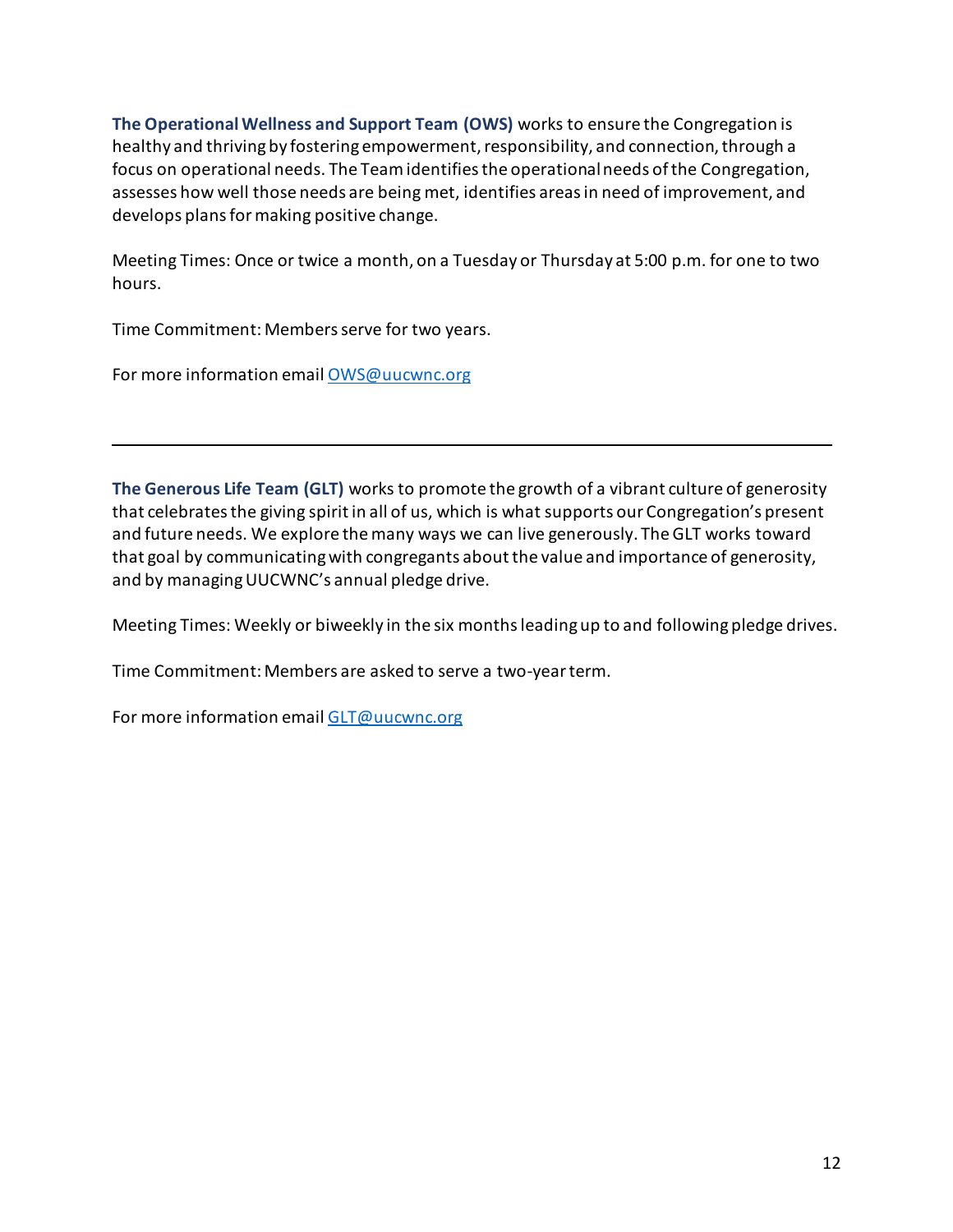**The Operational Wellness and Support Team (OWS)** works to ensure the Congregation is healthy and thriving by fostering empowerment, responsibility, and connection, through a focus on operational needs. The Team identifies the operational needs of the Congregation, assesses how well those needs are being met, identifies areas in need of improvement, and develops plans for making positive change.

Meeting Times: Once or twice a month, on a Tuesday or Thursday at 5:00 p.m. for one to two hours.

Time Commitment: Members serve for two years.

For more information email [OWS@uucwnc.org](mailto:OWS@uucwnc.org)

---

**The Generous Life Team (GLT)** works to promote the growth of a vibrant culture of generosity that celebrates the giving spirit in all of us, which is what supports our Congregation's present and future needs. We explore the many ways we can live generously. The GLT works toward that goal by communicating with congregants about the value and importance of generosity, and by managing UUCWNC's annual pledge drive.

Meeting Times: Weekly or biweekly in the six months leading up to and following pledge drives.

Time Commitment: Members are asked to serve a two-year term.

For more information email [GLT@uucwnc.org](mailto:GLT@uucwnc.org)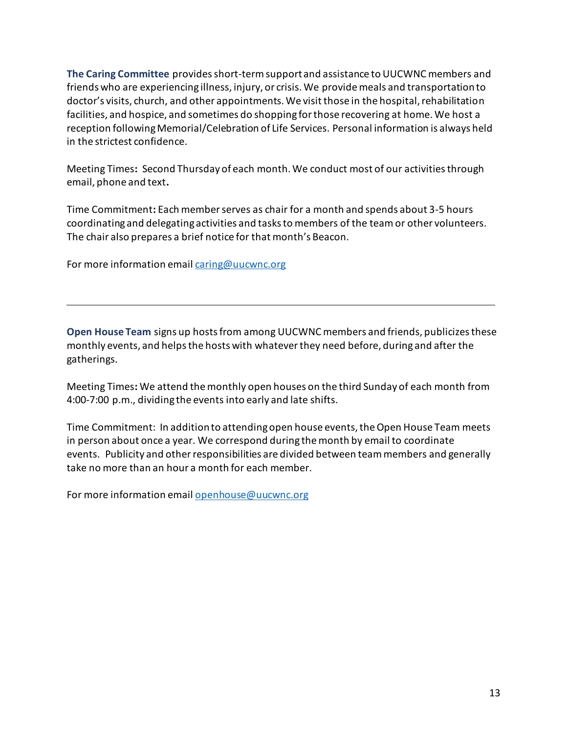**The Caring Committee** provides short-term support and assistance to UUCWNC members and friends who are experiencing illness, injury, or crisis. We provide meals and transportation to doctor's visits, church, and other appointments. We visit those in the hospital, rehabilitation facilities, and hospice, and sometimes do shopping for those recovering at home. We host a reception following Memorial/Celebration of Life Services. Personal information is always held in the strictest confidence.

Meeting Times**:** Second Thursday of each month. We conduct most of our activities through email, phone and text**.**

Time Commitment**:** Each member serves as chair for a month and spends about 3-5 hours coordinating and delegating activities and tasks to members of the team or other volunteers. The chair also prepares a brief notice for that month's Beacon.

For more information email caring@uucwnc.org

---

**Open House Team** signs up hosts from among UUCWNC members and friends, publicizes these monthly events, and helps the hosts with whatever they need before, during and after the gatherings.

Meeting Times**:** We attend the monthly open houses on the third Sunday of each month from 4:00-7:00 p.m., dividing the events into early and late shifts.

Time Commitment: In addition to attending open house events, the Open House Team meets in person about once a year. We correspond during the month by email to coordinate events. Publicity and other responsibilities are divided between team members and generally take no more than an hour a month for each member.

For more information email openhouse@uucwnc.org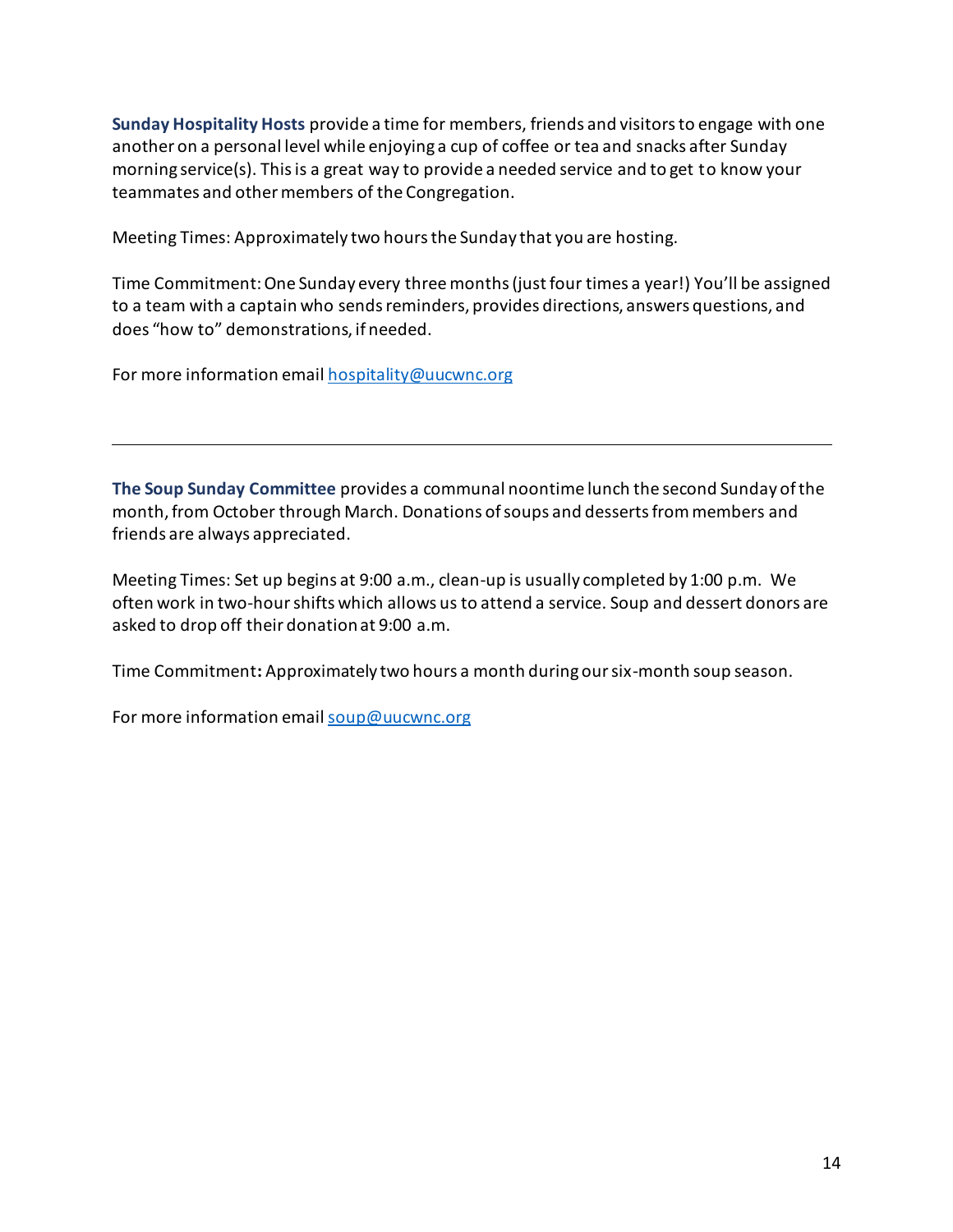**Sunday Hospitality Hosts** provide a time for members, friends and visitors to engage with one another on a personal level while enjoying a cup of coffee or tea and snacks after Sunday morning service(s). This is a great way to provide a needed service and to get to know your teammates and other members of the Congregation.

Meeting Times: Approximately two hours the Sunday that you are hosting.

Time Commitment: One Sunday every three months (just four times a year!) You'll be assigned to a team with a captain who sends reminders, provides directions, answers questions, and does "how to" demonstrations, if needed.

For more information email hospitality@uucwnc.org

---

**The Soup Sunday Committee** provides a communal noontime lunch the second Sunday of the month, from October through March. Donations of soups and desserts from members and friends are always appreciated.

Meeting Times: Set up begins at 9:00 a.m., clean-up is usually completed by 1:00 p.m. We often work in two-hour shifts which allows us to attend a service. Soup and dessert donors are asked to drop off their donation at 9:00 a.m.

Time Commitment**:** Approximately two hours a month during our six-month soup season.

For more information email soup@uucwnc.org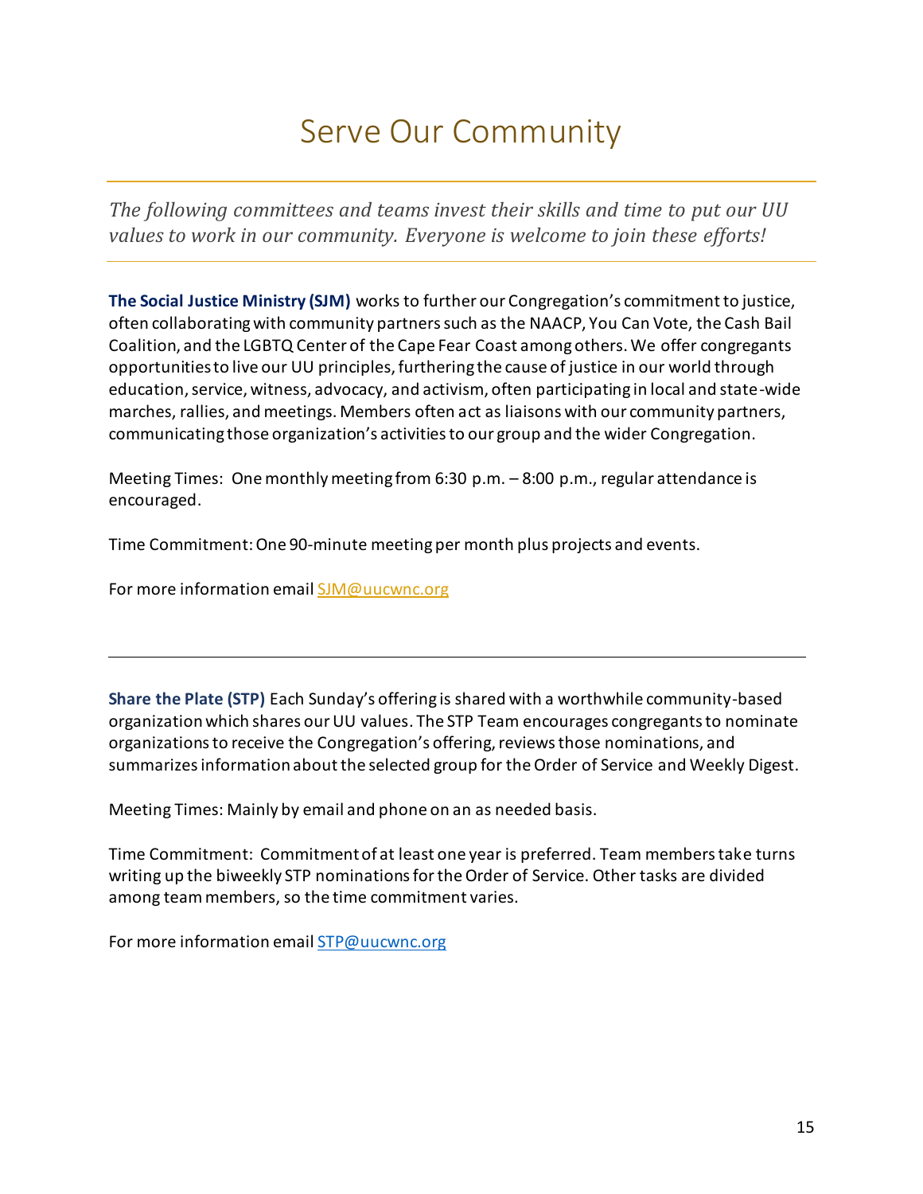# Serve Our Community

---

*The following committees and teams invest their skills and time to put our UU values to work in our community. Everyone is welcome to join these efforts!*

---

**The Social Justice Ministry (SJM)** works to further our Congregation's commitment to justice, often collaborating with community partners such as the NAACP, You Can Vote, the Cash Bail Coalition, and the LGBTQ Center of the Cape Fear Coast among others. We offer congregants opportunities to live our UU principles, furthering the cause of justice in our world through education, service, witness, advocacy, and activism, often participating in local and state-wide marches, rallies, and meetings. Members often act as liaisons with our community partners, communicating those organization's activities to our group and the wider Congregation.

Meeting Times: One monthly meeting from 6:30 p.m. – 8:00 p.m., regular attendance is encouraged.

Time Commitment: One 90-minute meeting per month plus projects and events.

For more information email SJM@uucwnc.org

---

**Share the Plate (STP)** Each Sunday's offering is shared with a worthwhile community-based organization which shares our UU values. The STP Team encourages congregants to nominate organizations to receive the Congregation's offering, reviews those nominations, and summarizes information about the selected group for the Order of Service and Weekly Digest.

Meeting Times: Mainly by email and phone on an as needed basis.

Time Commitment: Commitment of at least one year is preferred. Team members take turns writing up the biweekly STP nominations for the Order of Service. Other tasks are divided among team members, so the time commitment varies.

For more information email STP@uucwnc.org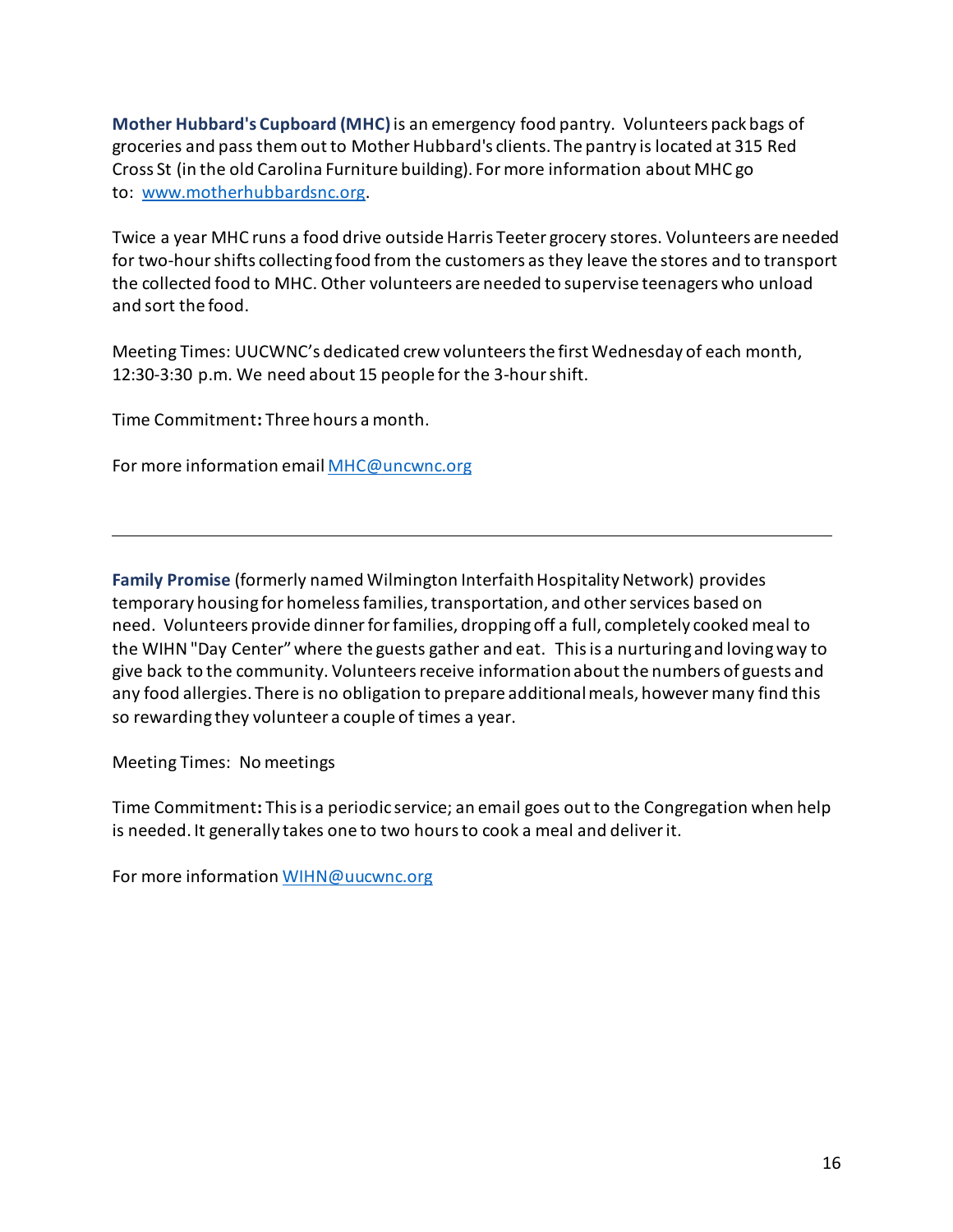**Mother Hubbard's Cupboard (MHC)** is an emergency food pantry. Volunteers pack bags of groceries and pass them out to Mother Hubbard's clients. The pantry is located at 315 Red Cross St (in the old Carolina Furniture building). For more information about MHC go to: [www.motherhubbardsnc.org](http://www.motherhubbardsnc.org).

Twice a year MHC runs a food drive outside Harris Teeter grocery stores. Volunteers are needed for two-hour shifts collecting food from the customers as they leave the stores and to transport the collected food to MHC. Other volunteers are needed to supervise teenagers who unload and sort the food.

Meeting Times: UUCWNC's dedicated crew volunteers the first Wednesday of each month, 12:30-3:30 p.m. We need about 15 people for the 3-hour shift.

Time Commitment**:** Three hours a month.

For more information email [MHC@uncwnc.org](mailto:MHC@uncwnc.org)

---

**Family Promise** (formerly named Wilmington Interfaith Hospitality Network) provides temporary housing for homeless families, transportation, and other services based on need. Volunteers provide dinner for families, dropping off a full, completely cooked meal to the WIHN "Day Center" where the guests gather and eat. This is a nurturing and loving way to give back to the community. Volunteers receive information about the numbers of guests and any food allergies. There is no obligation to prepare additional meals, however many find this so rewarding they volunteer a couple of times a year.

Meeting Times: No meetings

Time Commitment**:** This is a periodic service; an email goes out to the Congregation when help is needed. It generally takes one to two hours to cook a meal and deliver it.

For more information [WIHN@uucwnc.org](mailto:WIHN@uucwnc.org)